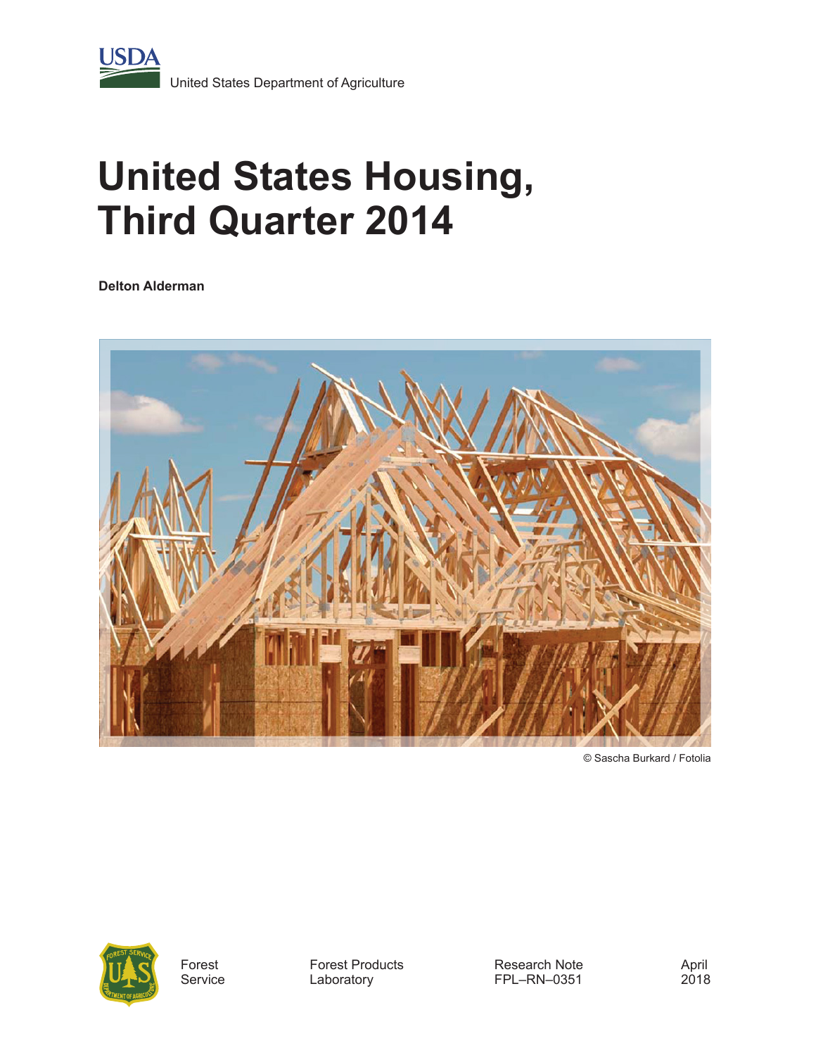USDA

United States Department of Agriculture

# United States Housing, Third Quarter 2014

**Delton Alderman**

© Sascha Burkard / Fotolia

Forest Service

Forest Products Laboratory

Research Note FPL–RN–0351

April 2018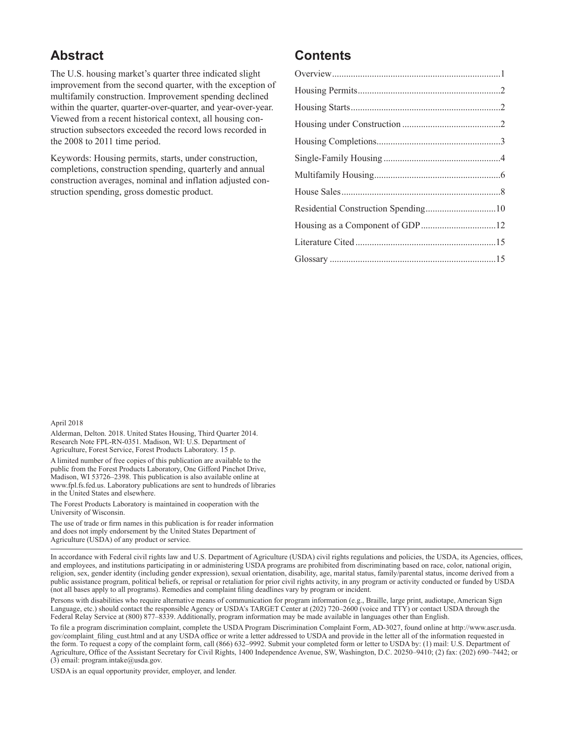## Abstract

The U.S. housing market's quarter three indicated slight improvement from the second quarter, with the exception of multifamily construction. Improvement spending declined within the quarter, quarter-over-quarter, and year-over-year. Viewed from a recent historical context, all housing construction subsectors exceeded the record lows recorded in the 2008 to 2011 time period.

Keywords: Housing permits, starts, under construction, completions, construction spending, quarterly and annual construction averages, nominal and inflation adjusted construction spending, gross domestic product.

## Contents

Overview.......................................................................1

Housing Permits............................................................2

Housing Starts...............................................................2

Housing under Construction ..........................................2

Housing Completions....................................................3

Single-Family Housing .................................................4

Multifamily Housing.....................................................6

House Sales...................................................................8

Residential Construction Spending..............................10

Housing as a Component of GDP................................12

Literature Cited............................................................15

Glossary.......................................................................15

April 2018

Alderman, Delton. 2018. United States Housing, Third Quarter 2014. Research Note FPL-RN-0351. Madison, WI: U.S. Department of Agriculture, Forest Service, Forest Products Laboratory. 15 p.

A limited number of free copies of this publication are available to the public from the Forest Products Laboratory, One Gifford Pinchot Drive, Madison, WI 53726–2398. This publication is also available online at www.fpl.fs.fed.us. Laboratory publications are sent to hundreds of libraries in the United States and elsewhere.

The Forest Products Laboratory is maintained in cooperation with the University of Wisconsin.

The use of trade or firm names in this publication is for reader information and does not imply endorsement by the United States Department of Agriculture (USDA) of any product or service.

In accordance with Federal civil rights law and U.S. Department of Agriculture (USDA) civil rights regulations and policies, the USDA, its Agencies, offices, and employees, and institutions participating in or administering USDA programs are prohibited from discriminating based on race, color, national origin, religion, sex, gender identity (including gender expression), sexual orientation, disability, age, marital status, family/parental status, income derived from a public assistance program, political beliefs, or reprisal or retaliation for prior civil rights activity, in any program or activity conducted or funded by USDA (not all bases apply to all programs). Remedies and complaint filing deadlines vary by program or incident.

Persons with disabilities who require alternative means of communication for program information (e.g., Braille, large print, audiotape, American Sign Language, etc.) should contact the responsible Agency or USDA's TARGET Center at (202) 720–2600 (voice and TTY) or contact USDA through the Federal Relay Service at (800) 877–8339. Additionally, program information may be made available in languages other than English.

To file a program discrimination complaint, complete the USDA Program Discrimination Complaint Form, AD-3027, found online at http://www.ascr.usda.gov/complaint_filing_cust.html and at any USDA office or write a letter addressed to USDA and provide in the letter all of the information requested in the form. To request a copy of the complaint form, call (866) 632–9992. Submit your completed form or letter to USDA by: (1) mail: U.S. Department of Agriculture, Office of the Assistant Secretary for Civil Rights, 1400 Independence Avenue, SW, Washington, D.C. 20250–9410; (2) fax: (202) 690–7442; or (3) email: program.intake@usda.gov.

USDA is an equal opportunity provider, employer, and lender.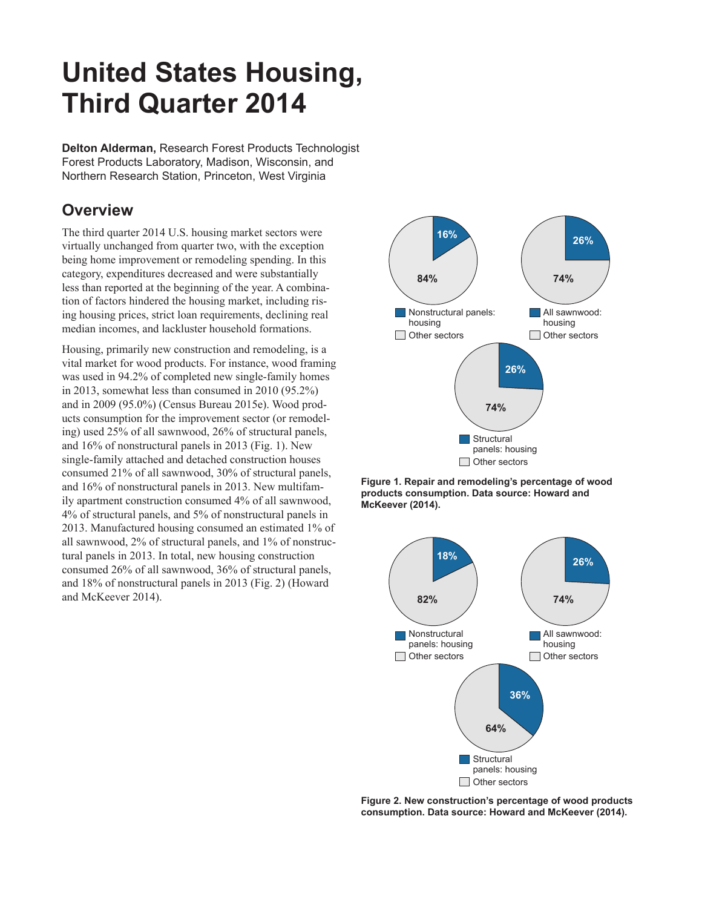# United States Housing, Third Quarter 2014

**Delton Alderman,** Research Forest Products Technologist
Forest Products Laboratory, Madison, Wisconsin, and
Northern Research Station, Princeton, West Virginia

## Overview

The third quarter 2014 U.S. housing market sectors were virtually unchanged from quarter two, with the exception being home improvement or remodeling spending. In this category, expenditures decreased and were substantially less than reported at the beginning of the year. A combination of factors hindered the housing market, including rising housing prices, strict loan requirements, declining real median incomes, and lackluster household formations.

Housing, primarily new construction and remodeling, is a vital market for wood products. For instance, wood framing was used in 94.2% of completed new single-family homes in 2013, somewhat less than consumed in 2010 (95.2%) and in 2009 (95.0%) (Census Bureau 2015e). Wood products consumption for the improvement sector (or remodeling) used 25% of all sawnwood, 26% of structural panels, and 16% of nonstructural panels in 2013 (Fig. 1). New single-family attached and detached construction houses consumed 21% of all sawnwood, 30% of structural panels, and 16% of nonstructural panels in 2013. New multifamily apartment construction consumed 4% of all sawnwood, 4% of structural panels, and 5% of nonstructural panels in 2013. Manufactured housing consumed an estimated 1% of all sawnwood, 2% of structural panels, and 1% of nonstructural panels in 2013. In total, new housing construction consumed 26% of all sawnwood, 36% of structural panels, and 18% of nonstructural panels in 2013 (Fig. 2) (Howard and McKeever 2014).

**Figure 1. Repair and remodeling's percentage of wood products consumption. Data source: Howard and McKeever (2014).**

**Figure 2. New construction's percentage of wood products consumption. Data source: Howard and McKeever (2014).**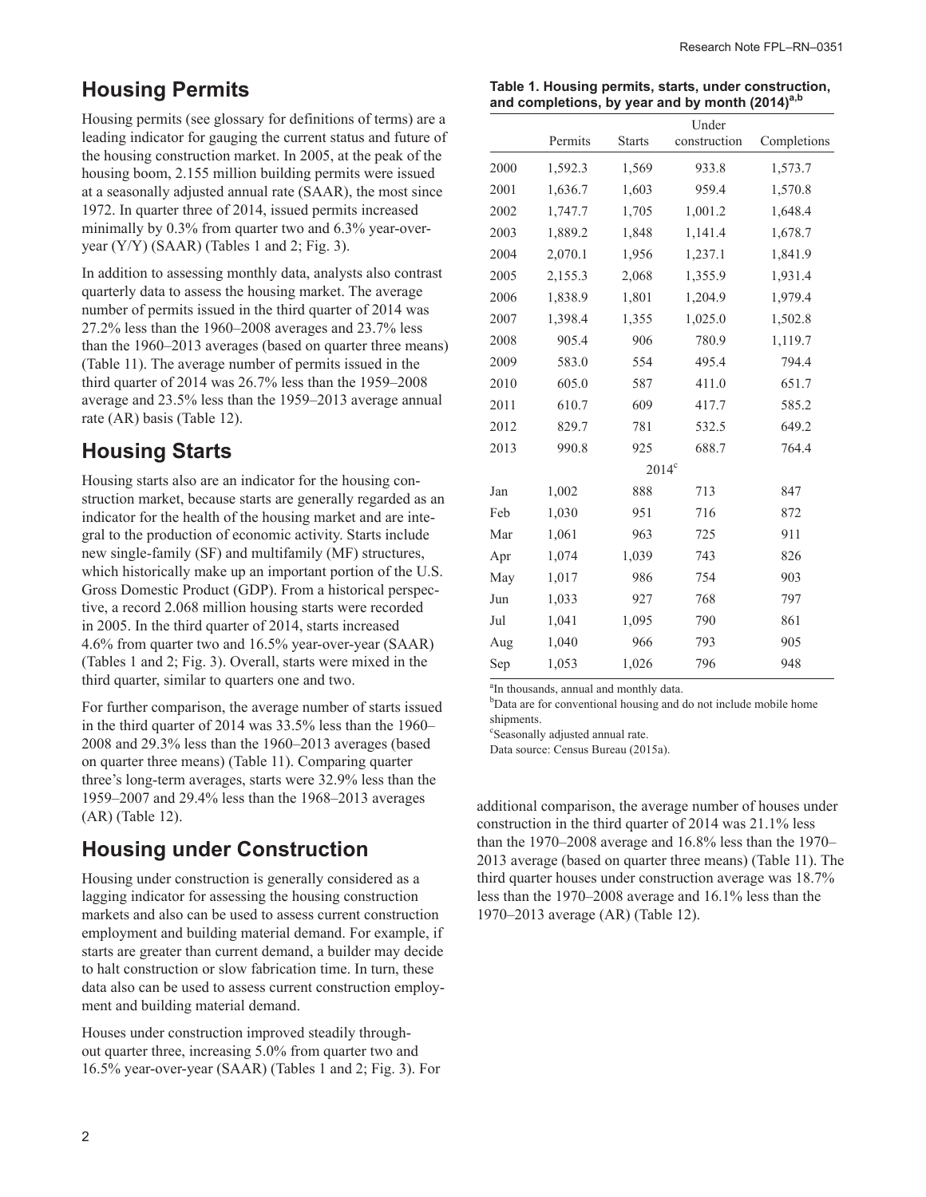## Housing Permits

Housing permits (see glossary for definitions of terms) are a leading indicator for gauging the current status and future of the housing construction market. In 2005, at the peak of the housing boom, 2.155 million building permits were issued at a seasonally adjusted annual rate (SAAR), the most since 1972. In quarter three of 2014, issued permits increased minimally by 0.3% from quarter two and 6.3% year-over-year (Y/Y) (SAAR) (Tables 1 and 2; Fig. 3).

In addition to assessing monthly data, analysts also contrast quarterly data to assess the housing market. The average number of permits issued in the third quarter of 2014 was 27.2% less than the 1960–2008 averages and 23.7% less than the 1960–2013 averages (based on quarter three means) (Table 11). The average number of permits issued in the third quarter of 2014 was 26.7% less than the 1959–2008 average and 23.5% less than the 1959–2013 average annual rate (AR) basis (Table 12).

## Housing Starts

Housing starts also are an indicator for the housing construction market, because starts are generally regarded as an indicator for the health of the housing market and are integral to the production of economic activity. Starts include new single-family (SF) and multifamily (MF) structures, which historically make up an important portion of the U.S. Gross Domestic Product (GDP). From a historical perspective, a record 2.068 million housing starts were recorded in 2005. In the third quarter of 2014, starts increased 4.6% from quarter two and 16.5% year-over-year (SAAR) (Tables 1 and 2; Fig. 3). Overall, starts were mixed in the third quarter, similar to quarters one and two.

For further comparison, the average number of starts issued in the third quarter of 2014 was 33.5% less than the 1960–2008 and 29.3% less than the 1960–2013 averages (based on quarter three means) (Table 11). Comparing quarter three's long-term averages, starts were 32.9% less than the 1959–2007 and 29.4% less than the 1968–2013 averages (AR) (Table 12).

## Housing under Construction

Housing under construction is generally considered as a lagging indicator for assessing the housing construction markets and also can be used to assess current construction employment and building material demand. For example, if starts are greater than current demand, a builder may decide to halt construction or slow fabrication time. In turn, these data also can be used to assess current construction employment and building material demand.

Houses under construction improved steadily throughout quarter three, increasing 5.0% from quarter two and 16.5% year-over-year (SAAR) (Tables 1 and 2; Fig. 3). For additional comparison, the average number of houses under construction in the third quarter of 2014 was 21.1% less than the 1970–2008 average and 16.8% less than the 1970–2013 average (based on quarter three means) (Table 11). The third quarter houses under construction average was 18.7% less than the 1970–2008 average and 16.1% less than the 1970–2013 average (AR) (Table 12).

**Table 1. Housing permits, starts, under construction, and completions, by year and by month (2014)[a,b]**

| | Permits | Starts | Under construction | Completions |
|---|---|---|---|---|
| 2000 | 1,592.3 | 1,569 | 933.8 | 1,573.7 |
| 2001 | 1,636.7 | 1,603 | 959.4 | 1,570.8 |
| 2002 | 1,747.7 | 1,705 | 1,001.2 | 1,648.4 |
| 2003 | 1,889.2 | 1,848 | 1,141.4 | 1,678.7 |
| 2004 | 2,070.1 | 1,956 | 1,237.1 | 1,841.9 |
| 2005 | 2,155.3 | 2,068 | 1,355.9 | 1,931.4 |
| 2006 | 1,838.9 | 1,801 | 1,204.9 | 1,979.4 |
| 2007 | 1,398.4 | 1,355 | 1,025.0 | 1,502.8 |
| 2008 | 905.4 | 906 | 780.9 | 1,119.7 |
| 2009 | 583.0 | 554 | 495.4 | 794.4 |
| 2010 | 605.0 | 587 | 411.0 | 651.7 |
| 2011 | 610.7 | 609 | 417.7 | 585.2 |
| 2012 | 829.7 | 781 | 532.5 | 649.2 |
| 2013 | 990.8 | 925 | 688.7 | 764.4 |
| | | 2014[c] | | |
| Jan | 1,002 | 888 | 713 | 847 |
| Feb | 1,030 | 951 | 716 | 872 |
| Mar | 1,061 | 963 | 725 | 911 |
| Apr | 1,074 | 1,039 | 743 | 826 |
| May | 1,017 | 986 | 754 | 903 |
| Jun | 1,033 | 927 | 768 | 797 |
| Jul | 1,041 | 1,095 | 790 | 861 |
| Aug | 1,040 | 966 | 793 | 905 |
| Sep | 1,053 | 1,026 | 796 | 948 |

[a]In thousands, annual and monthly data.
[b]Data are for conventional housing and do not include mobile home shipments.
[c]Seasonally adjusted annual rate.
Data source: Census Bureau (2015a).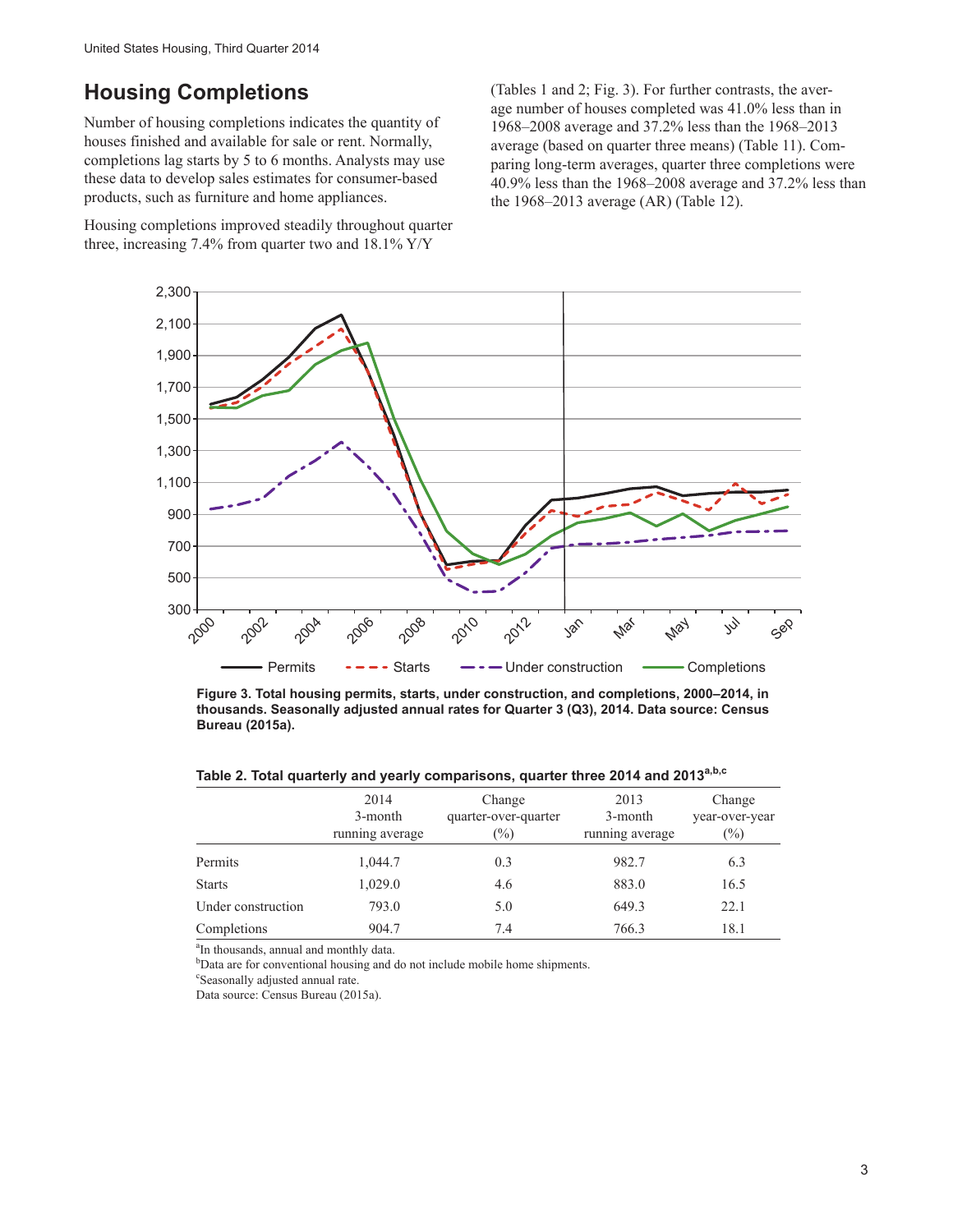## Housing Completions

Number of housing completions indicates the quantity of houses finished and available for sale or rent. Normally, completions lag starts by 5 to 6 months. Analysts may use these data to develop sales estimates for consumer-based products, such as furniture and home appliances.

Housing completions improved steadily throughout quarter three, increasing 7.4% from quarter two and 18.1% Y/Y (Tables 1 and 2; Fig. 3). For further contrasts, the average number of houses completed was 41.0% less than in 1968–2008 average and 37.2% less than the 1968–2013 average (based on quarter three means) (Table 11). Comparing long-term averages, quarter three completions were 40.9% less than the 1968–2008 average and 37.2% less than the 1968–2013 average (AR) (Table 12).

**Figure 3. Total housing permits, starts, under construction, and completions, 2000–2014, in thousands. Seasonally adjusted annual rates for Quarter 3 (Q3), 2014. Data source: Census Bureau (2015a).**

**Table 2. Total quarterly and yearly comparisons, quarter three 2014 and 2013[a,b,c]**

| | 2014 3-month running average | Change quarter-over-quarter (%) | 2013 3-month running average | Change year-over-year (%) |
|---|---|---|---|---|
| Permits | 1,044.7 | 0.3 | 982.7 | 6.3 |
| Starts | 1,029.0 | 4.6 | 883.0 | 16.5 |
| Under construction | 793.0 | 5.0 | 649.3 | 22.1 |
| Completions | 904.7 | 7.4 | 766.3 | 18.1 |

[a]In thousands, annual and monthly data.
[b]Data are for conventional housing and do not include mobile home shipments.
[c]Seasonally adjusted annual rate.
Data source: Census Bureau (2015a).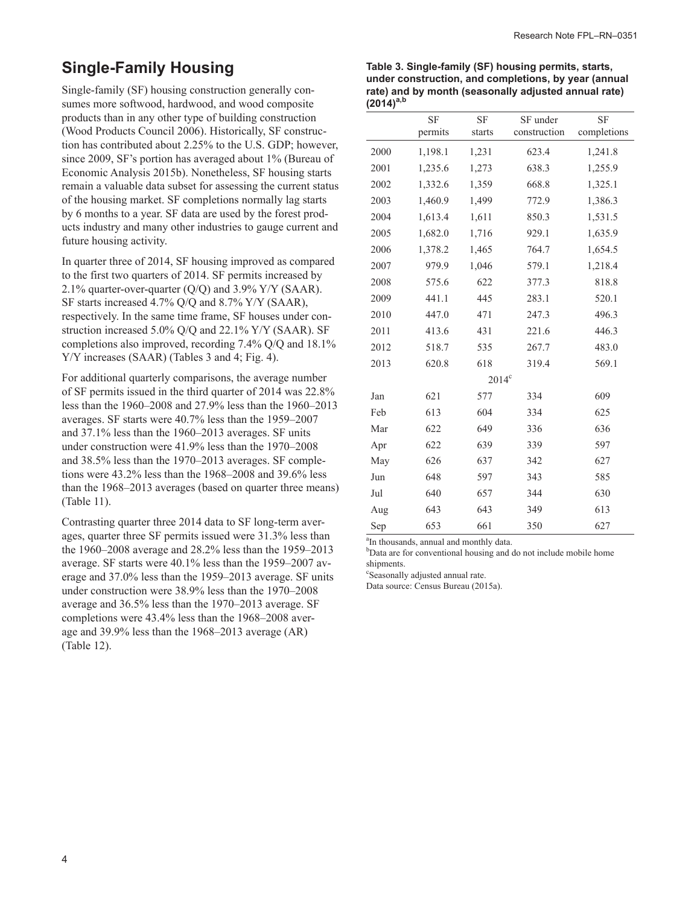## Single-Family Housing

Single-family (SF) housing construction generally consumes more softwood, hardwood, and wood composite products than in any other type of building construction (Wood Products Council 2006). Historically, SF construction has contributed about 2.25% to the U.S. GDP; however, since 2009, SF's portion has averaged about 1% (Bureau of Economic Analysis 2015b). Nonetheless, SF housing starts remain a valuable data subset for assessing the current status of the housing market. SF completions normally lag starts by 6 months to a year. SF data are used by the forest products industry and many other industries to gauge current and future housing activity.

In quarter three of 2014, SF housing improved as compared to the first two quarters of 2014. SF permits increased by 2.1% quarter-over-quarter (Q/Q) and 3.9% Y/Y (SAAR). SF starts increased 4.7% Q/Q and 8.7% Y/Y (SAAR), respectively. In the same time frame, SF houses under construction increased 5.0% Q/Q and 22.1% Y/Y (SAAR). SF completions also improved, recording 7.4% Q/Q and 18.1% Y/Y increases (SAAR) (Tables 3 and 4; Fig. 4).

For additional quarterly comparisons, the average number of SF permits issued in the third quarter of 2014 was 22.8% less than the 1960–2008 and 27.9% less than the 1960–2013 averages. SF starts were 40.7% less than the 1959–2007 and 37.1% less than the 1960–2013 averages. SF units under construction were 41.9% less than the 1970–2008 and 38.5% less than the 1970–2013 averages. SF completions were 43.2% less than the 1968–2008 and 39.6% less than the 1968–2013 averages (based on quarter three means) (Table 11).

Contrasting quarter three 2014 data to SF long-term averages, quarter three SF permits issued were 31.3% less than the 1960–2008 average and 28.2% less than the 1959–2013 average. SF starts were 40.1% less than the 1959–2007 average and 37.0% less than the 1959–2013 average. SF units under construction were 38.9% less than the 1970–2008 average and 36.5% less than the 1970–2013 average. SF completions were 43.4% less than the 1968–2008 average and 39.9% less than the 1968–2013 average (AR) (Table 12).

**Table 3. Single-family (SF) housing permits, starts, under construction, and completions, by year (annual rate) and by month (seasonally adjusted annual rate) (2014)[a,b]**

| | SF permits | SF starts | SF under construction | SF completions |
|---|---|---|---|---|
| 2000 | 1,198.1 | 1,231 | 623.4 | 1,241.8 |
| 2001 | 1,235.6 | 1,273 | 638.3 | 1,255.9 |
| 2002 | 1,332.6 | 1,359 | 668.8 | 1,325.1 |
| 2003 | 1,460.9 | 1,499 | 772.9 | 1,386.3 |
| 2004 | 1,613.4 | 1,611 | 850.3 | 1,531.5 |
| 2005 | 1,682.0 | 1,716 | 929.1 | 1,635.9 |
| 2006 | 1,378.2 | 1,465 | 764.7 | 1,654.5 |
| 2007 | 979.9 | 1,046 | 579.1 | 1,218.4 |
| 2008 | 575.6 | 622 | 377.3 | 818.8 |
| 2009 | 441.1 | 445 | 283.1 | 520.1 |
| 2010 | 447.0 | 471 | 247.3 | 496.3 |
| 2011 | 413.6 | 431 | 221.6 | 446.3 |
| 2012 | 518.7 | 535 | 267.7 | 483.0 |
| 2013 | 620.8 | 618 | 319.4 | 569.1 |
| | | 2014[c] | | |
| Jan | 621 | 577 | 334 | 609 |
| Feb | 613 | 604 | 334 | 625 |
| Mar | 622 | 649 | 336 | 636 |
| Apr | 622 | 639 | 339 | 597 |
| May | 626 | 637 | 342 | 627 |
| Jun | 648 | 597 | 343 | 585 |
| Jul | 640 | 657 | 344 | 630 |
| Aug | 643 | 643 | 349 | 613 |
| Sep | 653 | 661 | 350 | 627 |

[a]In thousands, annual and monthly data.
[b]Data are for conventional housing and do not include mobile home shipments.
[c]Seasonally adjusted annual rate.
Data source: Census Bureau (2015a).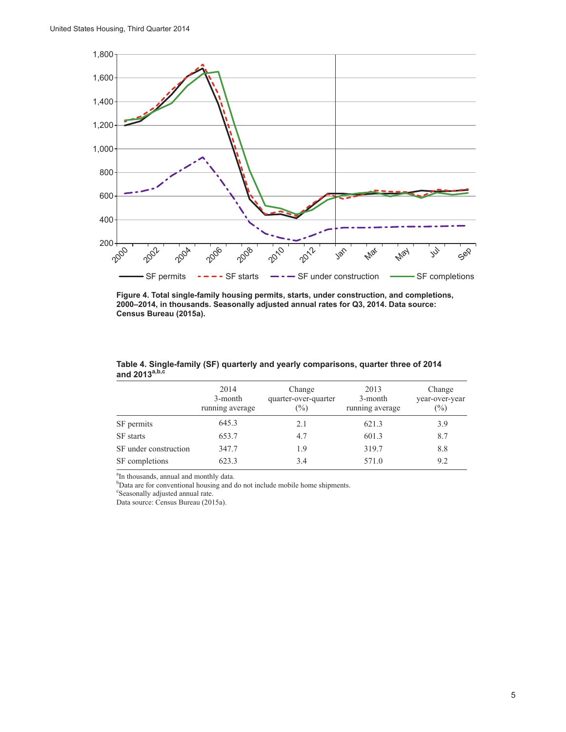**Figure 4. Total single-family housing permits, starts, under construction, and completions, 2000–2014, in thousands. Seasonally adjusted annual rates for Q3, 2014. Data source: Census Bureau (2015a).**

**Table 4. Single-family (SF) quarterly and yearly comparisons, quarter three of 2014 and 2013[a,b,c]**

| | 2014 3-month running average | Change quarter-over-quarter (%) | 2013 3-month running average | Change year-over-year (%) |
|---|---|---|---|---|
| SF permits | 645.3 | 2.1 | 621.3 | 3.9 |
| SF starts | 653.7 | 4.7 | 601.3 | 8.7 |
| SF under construction | 347.7 | 1.9 | 319.7 | 8.8 |
| SF completions | 623.3 | 3.4 | 571.0 | 9.2 |

[a]In thousands, annual and monthly data.
[b]Data are for conventional housing and do not include mobile home shipments.
[c]Seasonally adjusted annual rate.
Data source: Census Bureau (2015a).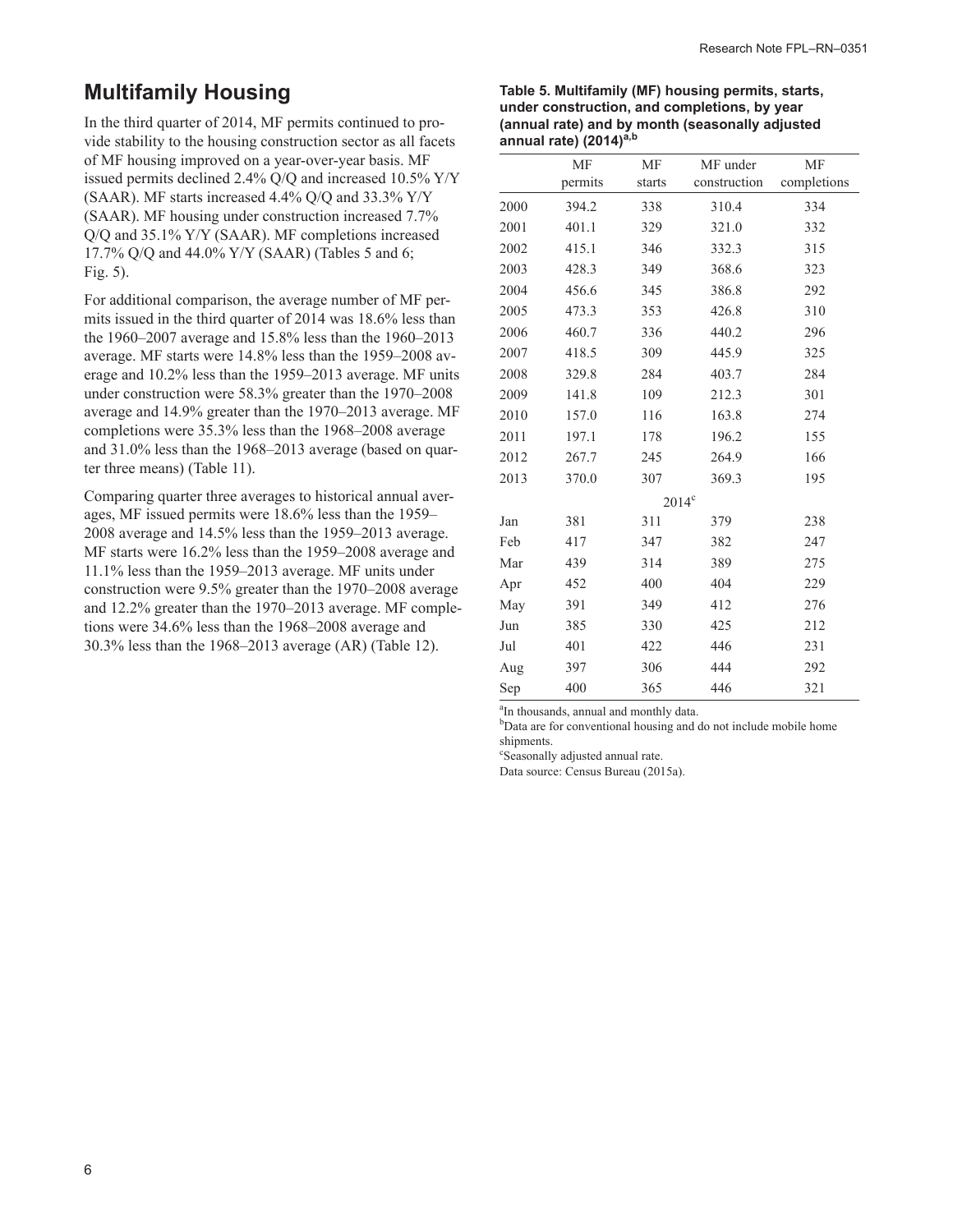## Multifamily Housing

In the third quarter of 2014, MF permits continued to provide stability to the housing construction sector as all facets of MF housing improved on a year-over-year basis. MF issued permits declined 2.4% Q/Q and increased 10.5% Y/Y (SAAR). MF starts increased 4.4% Q/Q and 33.3% Y/Y (SAAR). MF housing under construction increased 7.7% Q/Q and 35.1% Y/Y (SAAR). MF completions increased 17.7% Q/Q and 44.0% Y/Y (SAAR) (Tables 5 and 6; Fig. 5).

For additional comparison, the average number of MF permits issued in the third quarter of 2014 was 18.6% less than the 1960–2007 average and 15.8% less than the 1960–2013 average. MF starts were 14.8% less than the 1959–2008 average and 10.2% less than the 1959–2013 average. MF units under construction were 58.3% greater than the 1970–2008 average and 14.9% greater than the 1970–2013 average. MF completions were 35.3% less than the 1968–2008 average and 31.0% less than the 1968–2013 average (based on quarter three means) (Table 11).

Comparing quarter three averages to historical annual averages, MF issued permits were 18.6% less than the 1959–2008 average and 14.5% less than the 1959–2013 average. MF starts were 16.2% less than the 1959–2008 average and 11.1% less than the 1959–2013 average. MF units under construction were 9.5% greater than the 1970–2008 average and 12.2% greater than the 1970–2013 average. MF completions were 34.6% less than the 1968–2008 average and 30.3% less than the 1968–2013 average (AR) (Table 12).

**Table 5. Multifamily (MF) housing permits, starts, under construction, and completions, by year (annual rate) and by month (seasonally adjusted annual rate) (2014)[a,b]**

| | MF permits | MF starts | MF under construction | MF completions |
|---|---|---|---|---|
| 2000 | 394.2 | 338 | 310.4 | 334 |
| 2001 | 401.1 | 329 | 321.0 | 332 |
| 2002 | 415.1 | 346 | 332.3 | 315 |
| 2003 | 428.3 | 349 | 368.6 | 323 |
| 2004 | 456.6 | 345 | 386.8 | 292 |
| 2005 | 473.3 | 353 | 426.8 | 310 |
| 2006 | 460.7 | 336 | 440.2 | 296 |
| 2007 | 418.5 | 309 | 445.9 | 325 |
| 2008 | 329.8 | 284 | 403.7 | 284 |
| 2009 | 141.8 | 109 | 212.3 | 301 |
| 2010 | 157.0 | 116 | 163.8 | 274 |
| 2011 | 197.1 | 178 | 196.2 | 155 |
| 2012 | 267.7 | 245 | 264.9 | 166 |
| 2013 | 370.0 | 307 | 369.3 | 195 |
| | 2014[c] | | | |
| Jan | 381 | 311 | 379 | 238 |
| Feb | 417 | 347 | 382 | 247 |
| Mar | 439 | 314 | 389 | 275 |
| Apr | 452 | 400 | 404 | 229 |
| May | 391 | 349 | 412 | 276 |
| Jun | 385 | 330 | 425 | 212 |
| Jul | 401 | 422 | 446 | 231 |
| Aug | 397 | 306 | 444 | 292 |
| Sep | 400 | 365 | 446 | 321 |

[a]In thousands, annual and monthly data.
[b]Data are for conventional housing and do not include mobile home shipments.
[c]Seasonally adjusted annual rate.
Data source: Census Bureau (2015a).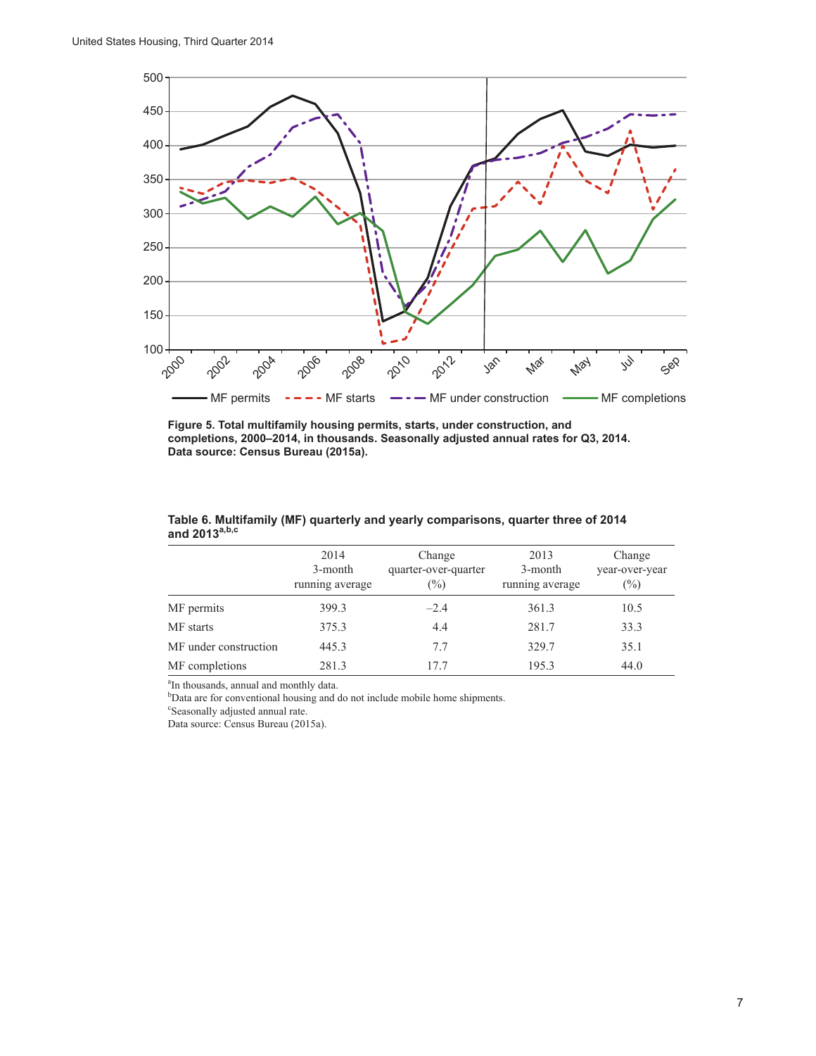**Figure 5. Total multifamily housing permits, starts, under construction, and completions, 2000–2014, in thousands. Seasonally adjusted annual rates for Q3, 2014. Data source: Census Bureau (2015a).**

**Table 6. Multifamily (MF) quarterly and yearly comparisons, quarter three of 2014 and 2013[a,b,c]**

| | 2014 3-month running average | Change quarter-over-quarter (%) | 2013 3-month running average | Change year-over-year (%) |
|---|---|---|---|---|
| MF permits | 399.3 | –2.4 | 361.3 | 10.5 |
| MF starts | 375.3 | 4.4 | 281.7 | 33.3 |
| MF under construction | 445.3 | 7.7 | 329.7 | 35.1 |
| MF completions | 281.3 | 17.7 | 195.3 | 44.0 |

[a]In thousands, annual and monthly data.
[b]Data are for conventional housing and do not include mobile home shipments.
[c]Seasonally adjusted annual rate.
Data source: Census Bureau (2015a).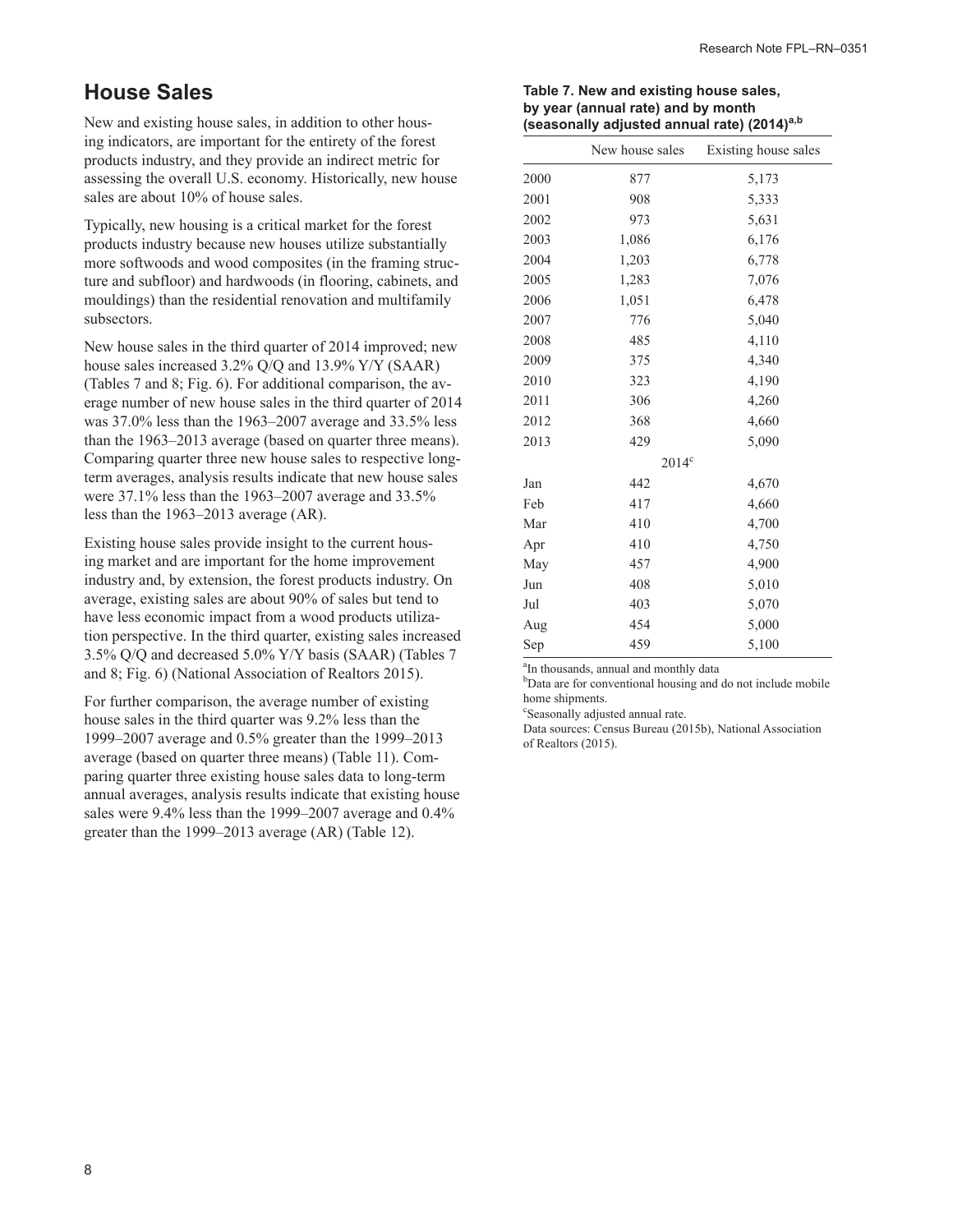## House Sales

New and existing house sales, in addition to other housing indicators, are important for the entirety of the forest products industry, and they provide an indirect metric for assessing the overall U.S. economy. Historically, new house sales are about 10% of house sales.

Typically, new housing is a critical market for the forest products industry because new houses utilize substantially more softwoods and wood composites (in the framing structure and subfloor) and hardwoods (in flooring, cabinets, and mouldings) than the residential renovation and multifamily subsectors.

New house sales in the third quarter of 2014 improved; new house sales increased 3.2% Q/Q and 13.9% Y/Y (SAAR) (Tables 7 and 8; Fig. 6). For additional comparison, the average number of new house sales in the third quarter of 2014 was 37.0% less than the 1963–2007 average and 33.5% less than the 1963–2013 average (based on quarter three means). Comparing quarter three new house sales to respective long-term averages, analysis results indicate that new house sales were 37.1% less than the 1963–2007 average and 33.5% less than the 1963–2013 average (AR).

Existing house sales provide insight to the current housing market and are important for the home improvement industry and, by extension, the forest products industry. On average, existing sales are about 90% of sales but tend to have less economic impact from a wood products utilization perspective. In the third quarter, existing sales increased 3.5% Q/Q and decreased 5.0% Y/Y basis (SAAR) (Tables 7 and 8; Fig. 6) (National Association of Realtors 2015).

For further comparison, the average number of existing house sales in the third quarter was 9.2% less than the 1999–2007 average and 0.5% greater than the 1999–2013 average (based on quarter three means) (Table 11). Comparing quarter three existing house sales data to long-term annual averages, analysis results indicate that existing house sales were 9.4% less than the 1999–2007 average and 0.4% greater than the 1999–2013 average (AR) (Table 12).

**Table 7. New and existing house sales, by year (annual rate) and by month (seasonally adjusted annual rate) (2014)[a,b]**

| | New house sales | Existing house sales |
|---|---|---|
| 2000 | 877 | 5,173 |
| 2001 | 908 | 5,333 |
| 2002 | 973 | 5,631 |
| 2003 | 1,086 | 6,176 |
| 2004 | 1,203 | 6,778 |
| 2005 | 1,283 | 7,076 |
| 2006 | 1,051 | 6,478 |
| 2007 | 776 | 5,040 |
| 2008 | 485 | 4,110 |
| 2009 | 375 | 4,340 |
| 2010 | 323 | 4,190 |
| 2011 | 306 | 4,260 |
| 2012 | 368 | 4,660 |
| 2013 | 429 | 5,090 |
| | 2014[c] | |
| Jan | 442 | 4,670 |
| Feb | 417 | 4,660 |
| Mar | 410 | 4,700 |
| Apr | 410 | 4,750 |
| May | 457 | 4,900 |
| Jun | 408 | 5,010 |
| Jul | 403 | 5,070 |
| Aug | 454 | 5,000 |
| Sep | 459 | 5,100 |

[a]In thousands, annual and monthly data

[b]Data are for conventional housing and do not include mobile home shipments.

[c]Seasonally adjusted annual rate.

Data sources: Census Bureau (2015b), National Association of Realtors (2015).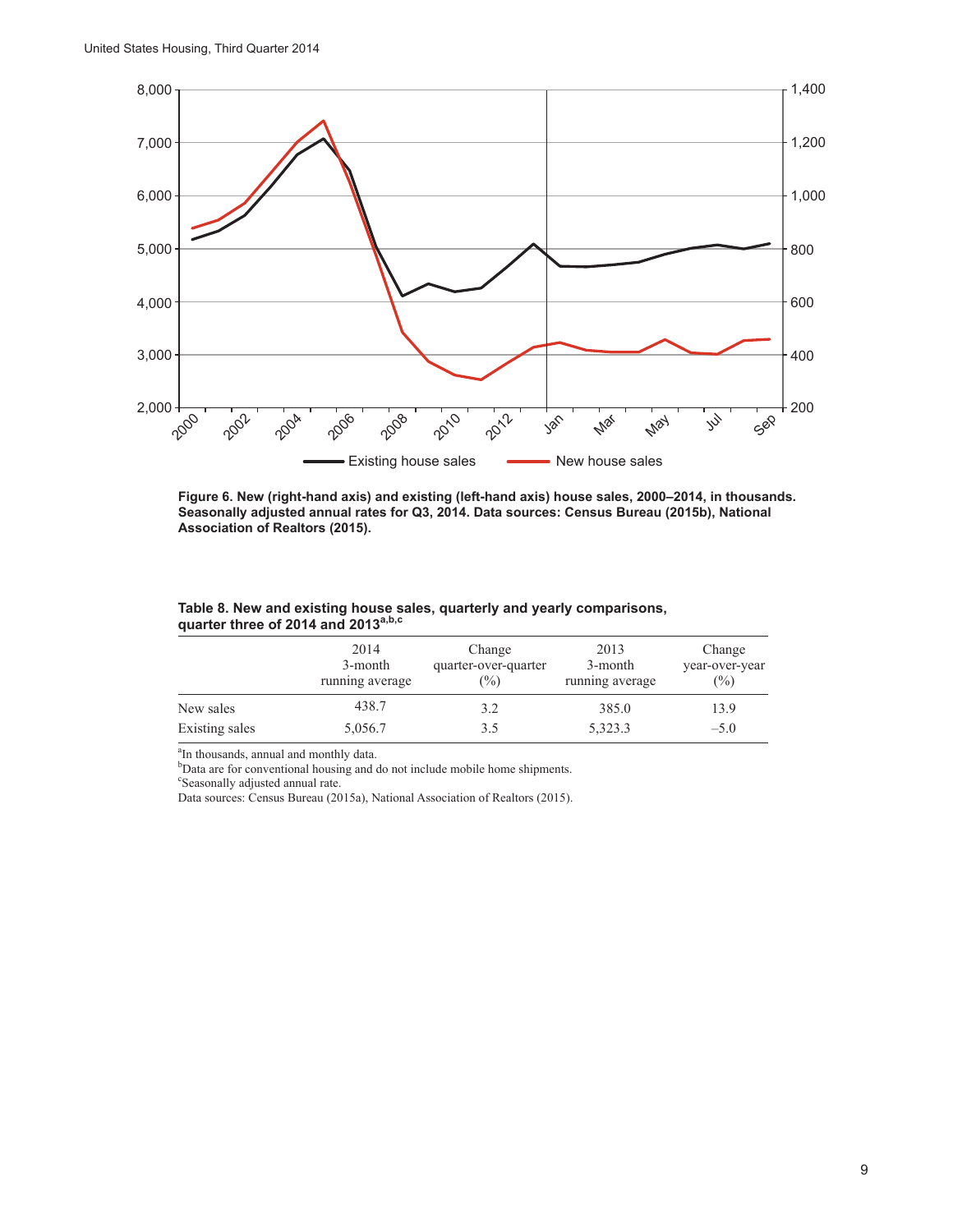**Figure 6. New (right-hand axis) and existing (left-hand axis) house sales, 2000–2014, in thousands. Seasonally adjusted annual rates for Q3, 2014. Data sources: Census Bureau (2015b), National Association of Realtors (2015).**

**Table 8. New and existing house sales, quarterly and yearly comparisons, quarter three of 2014 and 2013[a,b,c]**

| | 2014 3-month running average | Change quarter-over-quarter (%) | 2013 3-month running average | Change year-over-year (%) |
|---|---|---|---|---|
| New sales | 438.7 | 3.2 | 385.0 | 13.9 |
| Existing sales | 5,056.7 | 3.5 | 5,323.3 | –5.0 |

[a]In thousands, annual and monthly data.
[b]Data are for conventional housing and do not include mobile home shipments.
[c]Seasonally adjusted annual rate.
Data sources: Census Bureau (2015a), National Association of Realtors (2015).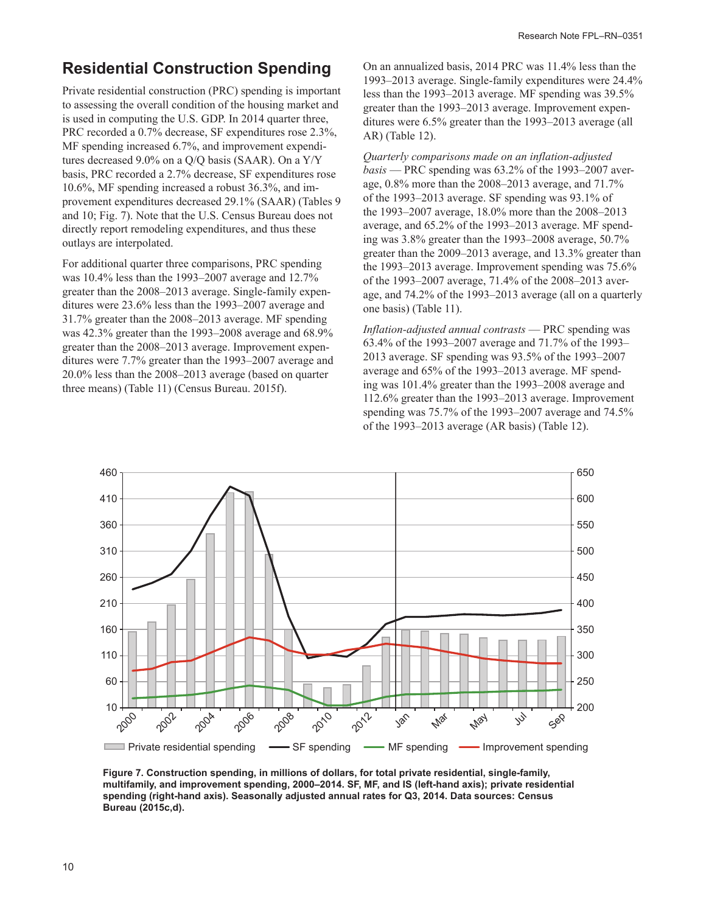## Residential Construction Spending

Private residential construction (PRC) spending is important to assessing the overall condition of the housing market and is used in computing the U.S. GDP. In 2014 quarter three, PRC recorded a 0.7% decrease, SF expenditures rose 2.3%, MF spending increased 6.7%, and improvement expenditures decreased 9.0% on a Q/Q basis (SAAR). On a Y/Y basis, PRC recorded a 2.7% decrease, SF expenditures rose 10.6%, MF spending increased a robust 36.3%, and improvement expenditures decreased 29.1% (SAAR) (Tables 9 and 10; Fig. 7). Note that the U.S. Census Bureau does not directly report remodeling expenditures, and thus these outlays are interpolated.

For additional quarter three comparisons, PRC spending was 10.4% less than the 1993–2007 average and 12.7% greater than the 2008–2013 average. Single-family expenditures were 23.6% less than the 1993–2007 average and 31.7% greater than the 2008–2013 average. MF spending was 42.3% greater than the 1993–2008 average and 68.9% greater than the 2008–2013 average. Improvement expenditures were 7.7% greater than the 1993–2007 average and 20.0% less than the 2008–2013 average (based on quarter three means) (Table 11) (Census Bureau. 2015f).

On an annualized basis, 2014 PRC was 11.4% less than the 1993–2013 average. Single-family expenditures were 24.4% less than the 1993–2013 average. MF spending was 39.5% greater than the 1993–2013 average. Improvement expenditures were 6.5% greater than the 1993–2013 average (all AR) (Table 12).

*Quarterly comparisons made on an inflation-adjusted basis* — PRC spending was 63.2% of the 1993–2007 average, 0.8% more than the 2008–2013 average, and 71.7% of the 1993–2013 average. SF spending was 93.1% of the 1993–2007 average, 18.0% more than the 2008–2013 average, and 65.2% of the 1993–2013 average. MF spending was 3.8% greater than the 1993–2008 average, 50.7% greater than the 2009–2013 average, and 13.3% greater than the 1993–2013 average. Improvement spending was 75.6% of the 1993–2007 average, 71.4% of the 2008–2013 average, and 74.2% of the 1993–2013 average (all on a quarterly one basis) (Table 11).

*Inflation-adjusted annual contrasts* — PRC spending was 63.4% of the 1993–2007 average and 71.7% of the 1993–2013 average. SF spending was 93.5% of the 1993–2007 average and 65% of the 1993–2013 average. MF spending was 101.4% greater than the 1993–2008 average and 112.6% greater than the 1993–2013 average. Improvement spending was 75.7% of the 1993–2007 average and 74.5% of the 1993–2013 average (AR basis) (Table 12).

**Figure 7. Construction spending, in millions of dollars, for total private residential, single-family, multifamily, and improvement spending, 2000–2014. SF, MF, and IS (left-hand axis); private residential spending (right-hand axis). Seasonally adjusted annual rates for Q3, 2014. Data sources: Census Bureau (2015c,d).**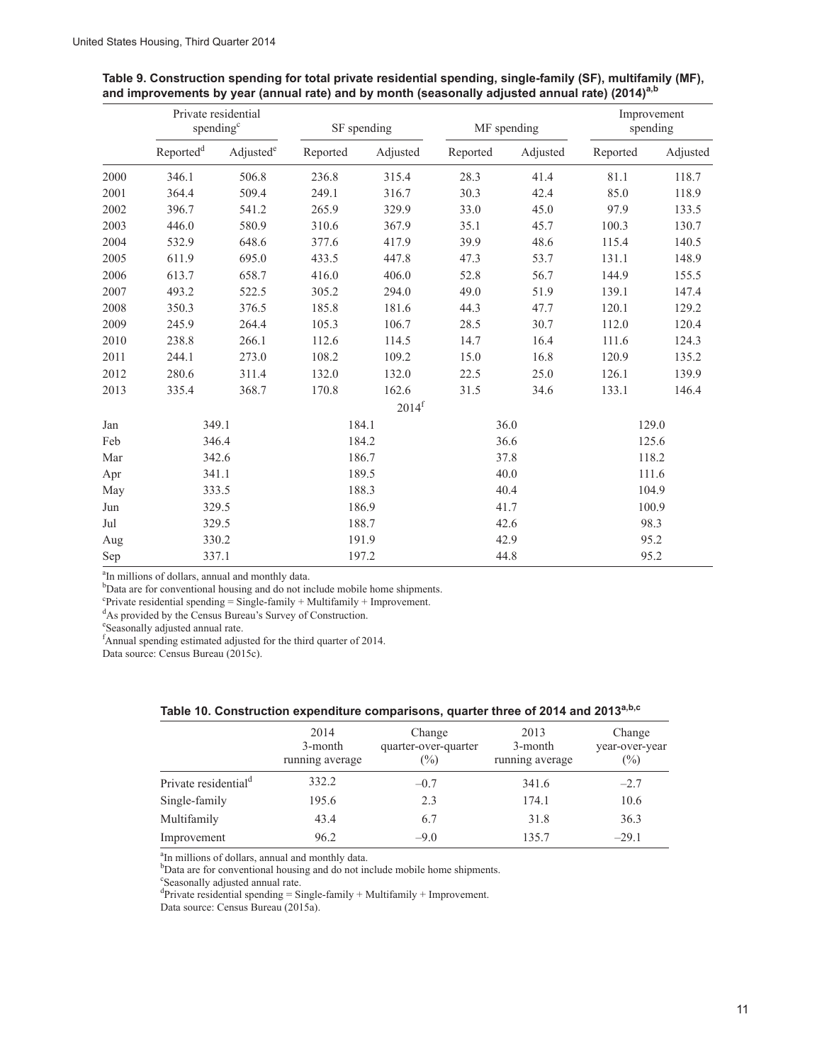**Table 9. Construction spending for total private residential spending, single-family (SF), multifamily (MF), and improvements by year (annual rate) and by month (seasonally adjusted annual rate) (2014)[a,b]**

| | Private residential spending[c] | | SF spending | | MF spending | | Improvement spending | |
|---|---|---|---|---|---|---|---|---|
| | Reported[d] | Adjusted[e] | Reported | Adjusted | Reported | Adjusted | Reported | Adjusted |
| 2000 | 346.1 | 506.8 | 236.8 | 315.4 | 28.3 | 41.4 | 81.1 | 118.7 |
| 2001 | 364.4 | 509.4 | 249.1 | 316.7 | 30.3 | 42.4 | 85.0 | 118.9 |
| 2002 | 396.7 | 541.2 | 265.9 | 329.9 | 33.0 | 45.0 | 97.9 | 133.5 |
| 2003 | 446.0 | 580.9 | 310.6 | 367.9 | 35.1 | 45.7 | 100.3 | 130.7 |
| 2004 | 532.9 | 648.6 | 377.6 | 417.9 | 39.9 | 48.6 | 115.4 | 140.5 |
| 2005 | 611.9 | 695.0 | 433.5 | 447.8 | 47.3 | 53.7 | 131.1 | 148.9 |
| 2006 | 613.7 | 658.7 | 416.0 | 406.0 | 52.8 | 56.7 | 144.9 | 155.5 |
| 2007 | 493.2 | 522.5 | 305.2 | 294.0 | 49.0 | 51.9 | 139.1 | 147.4 |
| 2008 | 350.3 | 376.5 | 185.8 | 181.6 | 44.3 | 47.7 | 120.1 | 129.2 |
| 2009 | 245.9 | 264.4 | 105.3 | 106.7 | 28.5 | 30.7 | 112.0 | 120.4 |
| 2010 | 238.8 | 266.1 | 112.6 | 114.5 | 14.7 | 16.4 | 111.6 | 124.3 |
| 2011 | 244.1 | 273.0 | 108.2 | 109.2 | 15.0 | 16.8 | 120.9 | 135.2 |
| 2012 | 280.6 | 311.4 | 132.0 | 132.0 | 22.5 | 25.0 | 126.1 | 139.9 |
| 2013 | 335.4 | 368.7 | 170.8 | 162.6 | 31.5 | 34.6 | 133.1 | 146.4 |
| | | | | 2014[f] | | | | |
| Jan | 349.1 | | 184.1 | | 36.0 | | 129.0 | |
| Feb | 346.4 | | 184.2 | | 36.6 | | 125.6 | |
| Mar | 342.6 | | 186.7 | | 37.8 | | 118.2 | |
| Apr | 341.1 | | 189.5 | | 40.0 | | 111.6 | |
| May | 333.5 | | 188.3 | | 40.4 | | 104.9 | |
| Jun | 329.5 | | 186.9 | | 41.7 | | 100.9 | |
| Jul | 329.5 | | 188.7 | | 42.6 | | 98.3 | |
| Aug | 330.2 | | 191.9 | | 42.9 | | 95.2 | |
| Sep | 337.1 | | 197.2 | | 44.8 | | 95.2 | |

[a]In millions of dollars, annual and monthly data.
[b]Data are for conventional housing and do not include mobile home shipments.
[c]Private residential spending = Single-family + Multifamily + Improvement.
[d]As provided by the Census Bureau's Survey of Construction.
[e]Seasonally adjusted annual rate.
[f]Annual spending estimated adjusted for the third quarter of 2014.
Data source: Census Bureau (2015c).

**Table 10. Construction expenditure comparisons, quarter three of 2014 and 2013[a,b,c]**

| | 2014 3-month running average | Change quarter-over-quarter (%) | 2013 3-month running average | Change year-over-year (%) |
|---|---|---|---|---|
| Private residential[d] | 332.2 | –0.7 | 341.6 | –2.7 |
| Single-family | 195.6 | 2.3 | 174.1 | 10.6 |
| Multifamily | 43.4 | 6.7 | 31.8 | 36.3 |
| Improvement | 96.2 | –9.0 | 135.7 | –29.1 |

[a]In millions of dollars, annual and monthly data.
[b]Data are for conventional housing and do not include mobile home shipments.
[c]Seasonally adjusted annual rate.
[d]Private residential spending = Single-family + Multifamily + Improvement.
Data source: Census Bureau (2015a).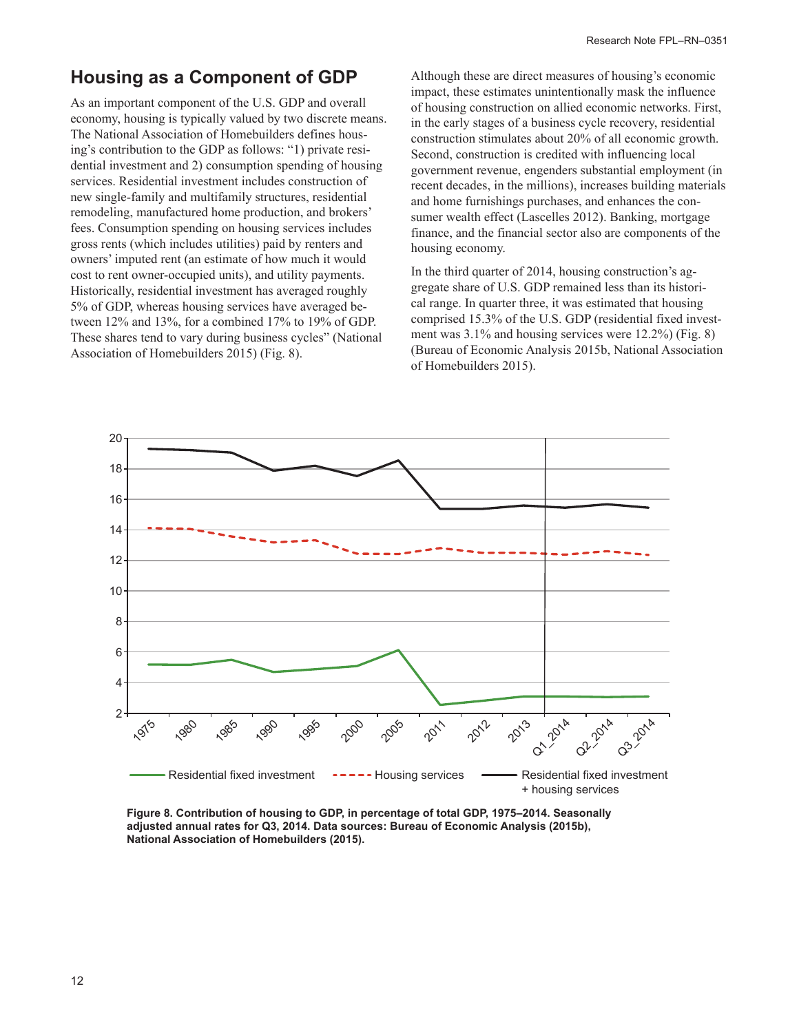## Housing as a Component of GDP

As an important component of the U.S. GDP and overall economy, housing is typically valued by two discrete means. The National Association of Homebuilders defines housing's contribution to the GDP as follows: "1) private residential investment and 2) consumption spending of housing services. Residential investment includes construction of new single-family and multifamily structures, residential remodeling, manufactured home production, and brokers' fees. Consumption spending on housing services includes gross rents (which includes utilities) paid by renters and owners' imputed rent (an estimate of how much it would cost to rent owner-occupied units), and utility payments. Historically, residential investment has averaged roughly 5% of GDP, whereas housing services have averaged between 12% and 13%, for a combined 17% to 19% of GDP. These shares tend to vary during business cycles" (National Association of Homebuilders 2015) (Fig. 8).

Although these are direct measures of housing's economic impact, these estimates unintentionally mask the influence of housing construction on allied economic networks. First, in the early stages of a business cycle recovery, residential construction stimulates about 20% of all economic growth. Second, construction is credited with influencing local government revenue, engenders substantial employment (in recent decades, in the millions), increases building materials and home furnishings purchases, and enhances the consumer wealth effect (Lascelles 2012). Banking, mortgage finance, and the financial sector also are components of the housing economy.

In the third quarter of 2014, housing construction's aggregate share of U.S. GDP remained less than its historical range. In quarter three, it was estimated that housing comprised 15.3% of the U.S. GDP (residential fixed investment was 3.1% and housing services were 12.2%) (Fig. 8) (Bureau of Economic Analysis 2015b, National Association of Homebuilders 2015).

**Figure 8. Contribution of housing to GDP, in percentage of total GDP, 1975–2014. Seasonally adjusted annual rates for Q3, 2014. Data sources: Bureau of Economic Analysis (2015b), National Association of Homebuilders (2015).**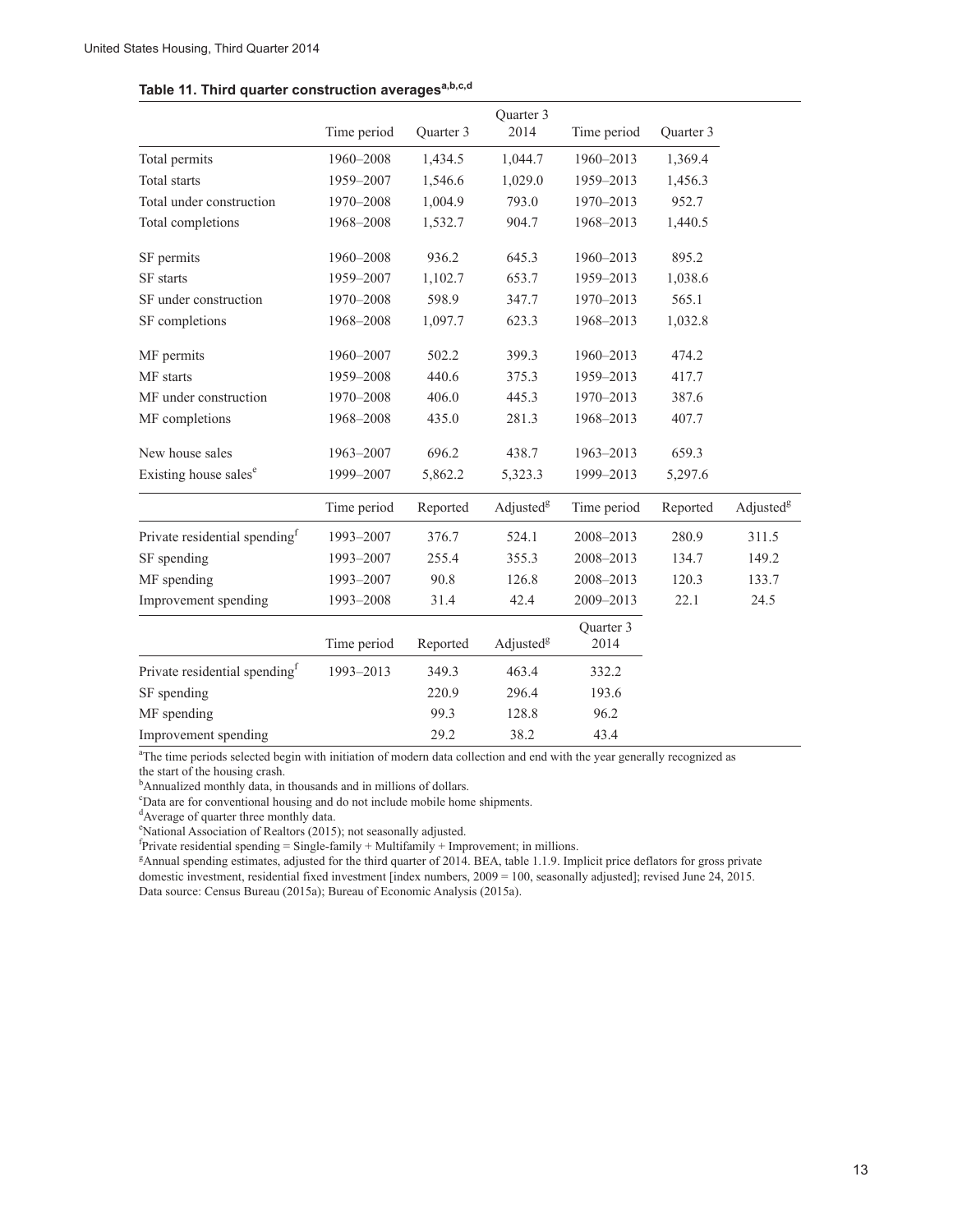### Table 11. Third quarter construction averages[a,b,c,d]

| | Time period | Quarter 3 | Quarter 3 2014 | Time period | Quarter 3 | |
|---|---|---|---|---|---|---|
| Total permits | 1960–2008 | 1,434.5 | 1,044.7 | 1960–2013 | 1,369.4 | |
| Total starts | 1959–2007 | 1,546.6 | 1,029.0 | 1959–2013 | 1,456.3 | |
| Total under construction | 1970–2008 | 1,004.9 | 793.0 | 1970–2013 | 952.7 | |
| Total completions | 1968–2008 | 1,532.7 | 904.7 | 1968–2013 | 1,440.5 | |
| SF permits | 1960–2008 | 936.2 | 645.3 | 1960–2013 | 895.2 | |
| SF starts | 1959–2007 | 1,102.7 | 653.7 | 1959–2013 | 1,038.6 | |
| SF under construction | 1970–2008 | 598.9 | 347.7 | 1970–2013 | 565.1 | |
| SF completions | 1968–2008 | 1,097.7 | 623.3 | 1968–2013 | 1,032.8 | |
| MF permits | 1960–2007 | 502.2 | 399.3 | 1960–2013 | 474.2 | |
| MF starts | 1959–2008 | 440.6 | 375.3 | 1959–2013 | 417.7 | |
| MF under construction | 1970–2008 | 406.0 | 445.3 | 1970–2013 | 387.6 | |
| MF completions | 1968–2008 | 435.0 | 281.3 | 1968–2013 | 407.7 | |
| New house sales | 1963–2007 | 696.2 | 438.7 | 1963–2013 | 659.3 | |
| Existing house sales[e] | 1999–2007 | 5,862.2 | 5,323.3 | 1999–2013 | 5,297.6 | |
| | **Time period** | **Reported** | **Adjusted[g]** | **Time period** | **Reported** | **Adjusted[g]** |
| Private residential spending[f] | 1993–2007 | 376.7 | 524.1 | 2008–2013 | 280.9 | 311.5 |
| SF spending | 1993–2007 | 255.4 | 355.3 | 2008–2013 | 134.7 | 149.2 |
| MF spending | 1993–2007 | 90.8 | 126.8 | 2008–2013 | 120.3 | 133.7 |
| Improvement spending | 1993–2008 | 31.4 | 42.4 | 2009–2013 | 22.1 | 24.5 |
| | **Time period** | **Reported** | **Adjusted[g]** | **Quarter 3 2014** | | |
| Private residential spending[f] | 1993–2013 | 349.3 | 463.4 | 332.2 | | |
| SF spending | | 220.9 | 296.4 | 193.6 | | |
| MF spending | | 99.3 | 128.8 | 96.2 | | |
| Improvement spending | | 29.2 | 38.2 | 43.4 | | |

[a]The time periods selected begin with initiation of modern data collection and end with the year generally recognized as the start of the housing crash.
[b]Annualized monthly data, in thousands and in millions of dollars.
[c]Data are for conventional housing and do not include mobile home shipments.
[d]Average of quarter three monthly data.
[e]National Association of Realtors (2015); not seasonally adjusted.
[f]Private residential spending = Single-family + Multifamily + Improvement; in millions.
[g]Annual spending estimates, adjusted for the third quarter of 2014. BEA, table 1.1.9. Implicit price deflators for gross private domestic investment, residential fixed investment [index numbers, 2009 = 100, seasonally adjusted]; revised June 24, 2015.
Data source: Census Bureau (2015a); Bureau of Economic Analysis (2015a).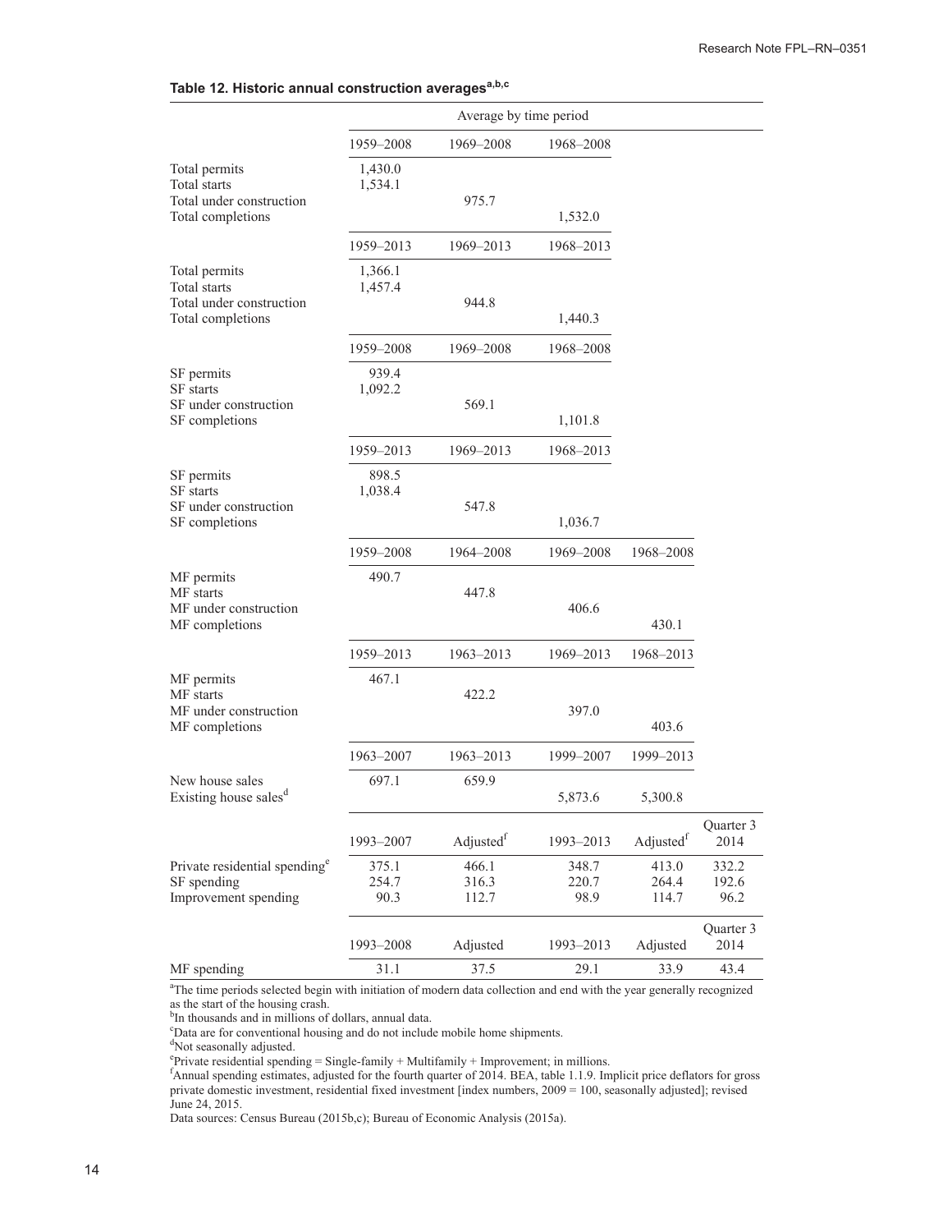**Table 12. Historic annual construction averages[a,b,c]**

| | Average by time period | | | | |
|---|---|---|---|---|---|
| | 1959–2008 | 1969–2008 | 1968–2008 | | |
| Total permits | 1,430.0 | | | | |
| Total starts | 1,534.1 | | | | |
| Total under construction | | 975.7 | | | |
| Total completions | | | 1,532.0 | | |
| | 1959–2013 | 1969–2013 | 1968–2013 | | |
| Total permits | 1,366.1 | | | | |
| Total starts | 1,457.4 | | | | |
| Total under construction | | 944.8 | | | |
| Total completions | | | 1,440.3 | | |
| | 1959–2008 | 1969–2008 | 1968–2008 | | |
| SF permits | 939.4 | | | | |
| SF starts | 1,092.2 | | | | |
| SF under construction | | 569.1 | | | |
| SF completions | | | 1,101.8 | | |
| | 1959–2013 | 1969–2013 | 1968–2013 | | |
| SF permits | 898.5 | | | | |
| SF starts | 1,038.4 | | | | |
| SF under construction | | 547.8 | | | |
| SF completions | | | 1,036.7 | | |
| | 1959–2008 | 1964–2008 | 1969–2008 | 1968–2008 | |
| MF permits | 490.7 | | | | |
| MF starts | | 447.8 | | | |
| MF under construction | | | 406.6 | | |
| MF completions | | | | 430.1 | |
| | 1959–2013 | 1963–2013 | 1969–2013 | 1968–2013 | |
| MF permits | 467.1 | | | | |
| MF starts | | 422.2 | | | |
| MF under construction | | | 397.0 | | |
| MF completions | | | | 403.6 | |
| | 1963–2007 | 1963–2013 | 1999–2007 | 1999–2013 | |
| New house sales | 697.1 | 659.9 | | | |
| Existing house sales[d] | | | 5,873.6 | 5,300.8 | |
| | 1993–2007 | Adjusted[f] | 1993–2013 | Adjusted[f] | Quarter 3 2014 |
| Private residential spending[e] | 375.1 | 466.1 | 348.7 | 413.0 | 332.2 |
| SF spending | 254.7 | 316.3 | 220.7 | 264.4 | 192.6 |
| Improvement spending | 90.3 | 112.7 | 98.9 | 114.7 | 96.2 |
| | 1993–2008 | Adjusted | 1993–2013 | Adjusted | Quarter 3 2014 |
| MF spending | 31.1 | 37.5 | 29.1 | 33.9 | 43.4 |

[a]The time periods selected begin with initiation of modern data collection and end with the year generally recognized as the start of the housing crash.
[b]In thousands and in millions of dollars, annual data.
[c]Data are for conventional housing and do not include mobile home shipments.
[d]Not seasonally adjusted.
[e]Private residential spending = Single-family + Multifamily + Improvement; in millions.
[f]Annual spending estimates, adjusted for the fourth quarter of 2014. BEA, table 1.1.9. Implicit price deflators for gross private domestic investment, residential fixed investment [index numbers, 2009 = 100, seasonally adjusted]; revised June 24, 2015.
Data sources: Census Bureau (2015b,c); Bureau of Economic Analysis (2015a).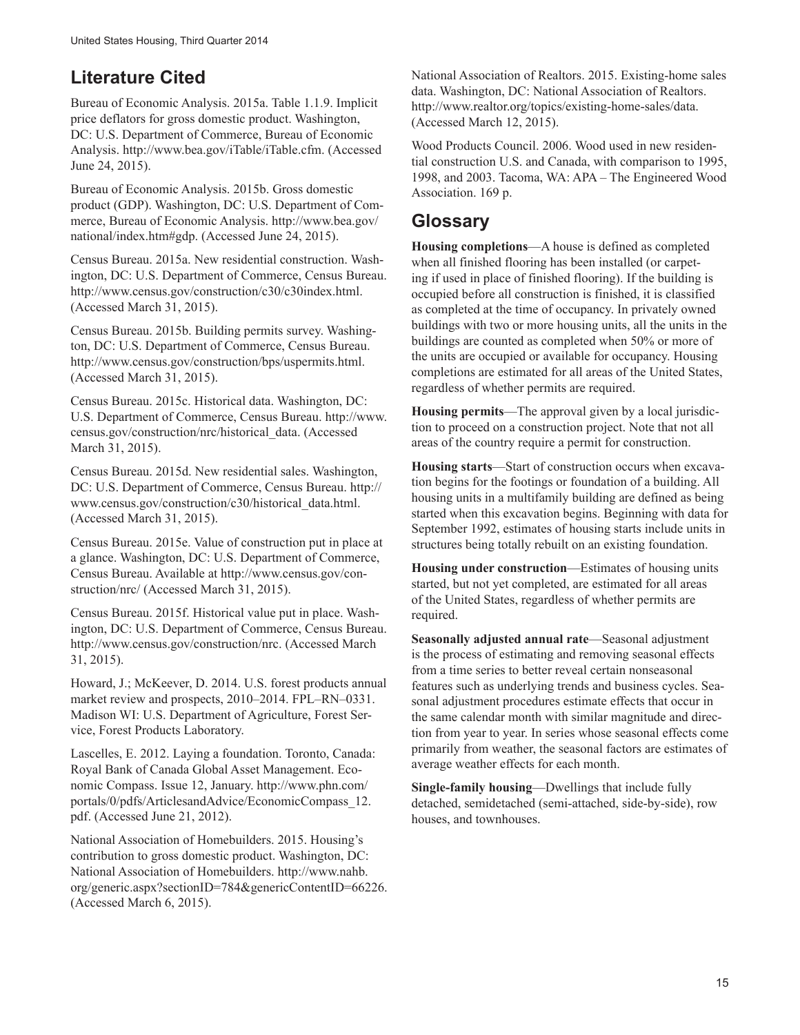## Literature Cited

Bureau of Economic Analysis. 2015a. Table 1.1.9. Implicit price deflators for gross domestic product. Washington, DC: U.S. Department of Commerce, Bureau of Economic Analysis. http://www.bea.gov/iTable/iTable.cfm. (Accessed June 24, 2015).

Bureau of Economic Analysis. 2015b. Gross domestic product (GDP). Washington, DC: U.S. Department of Commerce, Bureau of Economic Analysis. http://www.bea.gov/national/index.htm#gdp. (Accessed June 24, 2015).

Census Bureau. 2015a. New residential construction. Washington, DC: U.S. Department of Commerce, Census Bureau. http://www.census.gov/construction/c30/c30index.html. (Accessed March 31, 2015).

Census Bureau. 2015b. Building permits survey. Washington, DC: U.S. Department of Commerce, Census Bureau. http://www.census.gov/construction/bps/uspermits.html. (Accessed March 31, 2015).

Census Bureau. 2015c. Historical data. Washington, DC: U.S. Department of Commerce, Census Bureau. http://www.census.gov/construction/nrc/historical_data. (Accessed March 31, 2015).

Census Bureau. 2015d. New residential sales. Washington, DC: U.S. Department of Commerce, Census Bureau. http://www.census.gov/construction/c30/historical_data.html. (Accessed March 31, 2015).

Census Bureau. 2015e. Value of construction put in place at a glance. Washington, DC: U.S. Department of Commerce, Census Bureau. Available at http://www.census.gov/construction/nrc/ (Accessed March 31, 2015).

Census Bureau. 2015f. Historical value put in place. Washington, DC: U.S. Department of Commerce, Census Bureau. http://www.census.gov/construction/nrc. (Accessed March 31, 2015).

Howard, J.; McKeever, D. 2014. U.S. forest products annual market review and prospects, 2010–2014. FPL–RN–0331. Madison WI: U.S. Department of Agriculture, Forest Service, Forest Products Laboratory.

Lascelles, E. 2012. Laying a foundation. Toronto, Canada: Royal Bank of Canada Global Asset Management. Economic Compass. Issue 12, January. http://www.phn.com/portals/0/pdfs/ArticlesandAdvice/EconomicCompass_12.pdf. (Accessed June 21, 2012).

National Association of Homebuilders. 2015. Housing's contribution to gross domestic product. Washington, DC: National Association of Homebuilders. http://www.nahb.org/generic.aspx?sectionID=784&genericContentID=66226. (Accessed March 6, 2015).

National Association of Realtors. 2015. Existing-home sales data. Washington, DC: National Association of Realtors. http://www.realtor.org/topics/existing-home-sales/data. (Accessed March 12, 2015).

Wood Products Council. 2006. Wood used in new residential construction U.S. and Canada, with comparison to 1995, 1998, and 2003. Tacoma, WA: APA – The Engineered Wood Association. 169 p.

## Glossary

**Housing completions**—A house is defined as completed when all finished flooring has been installed (or carpeting if used in place of finished flooring). If the building is occupied before all construction is finished, it is classified as completed at the time of occupancy. In privately owned buildings with two or more housing units, all the units in the buildings are counted as completed when 50% or more of the units are occupied or available for occupancy. Housing completions are estimated for all areas of the United States, regardless of whether permits are required.

**Housing permits**—The approval given by a local jurisdiction to proceed on a construction project. Note that not all areas of the country require a permit for construction.

**Housing starts**—Start of construction occurs when excavation begins for the footings or foundation of a building. All housing units in a multifamily building are defined as being started when this excavation begins. Beginning with data for September 1992, estimates of housing starts include units in structures being totally rebuilt on an existing foundation.

**Housing under construction**—Estimates of housing units started, but not yet completed, are estimated for all areas of the United States, regardless of whether permits are required.

**Seasonally adjusted annual rate**—Seasonal adjustment is the process of estimating and removing seasonal effects from a time series to better reveal certain nonseasonal features such as underlying trends and business cycles. Seasonal adjustment procedures estimate effects that occur in the same calendar month with similar magnitude and direction from year to year. In series whose seasonal effects come primarily from weather, the seasonal factors are estimates of average weather effects for each month.

**Single-family housing**—Dwellings that include fully detached, semidetached (semi-attached, side-by-side), row houses, and townhouses.